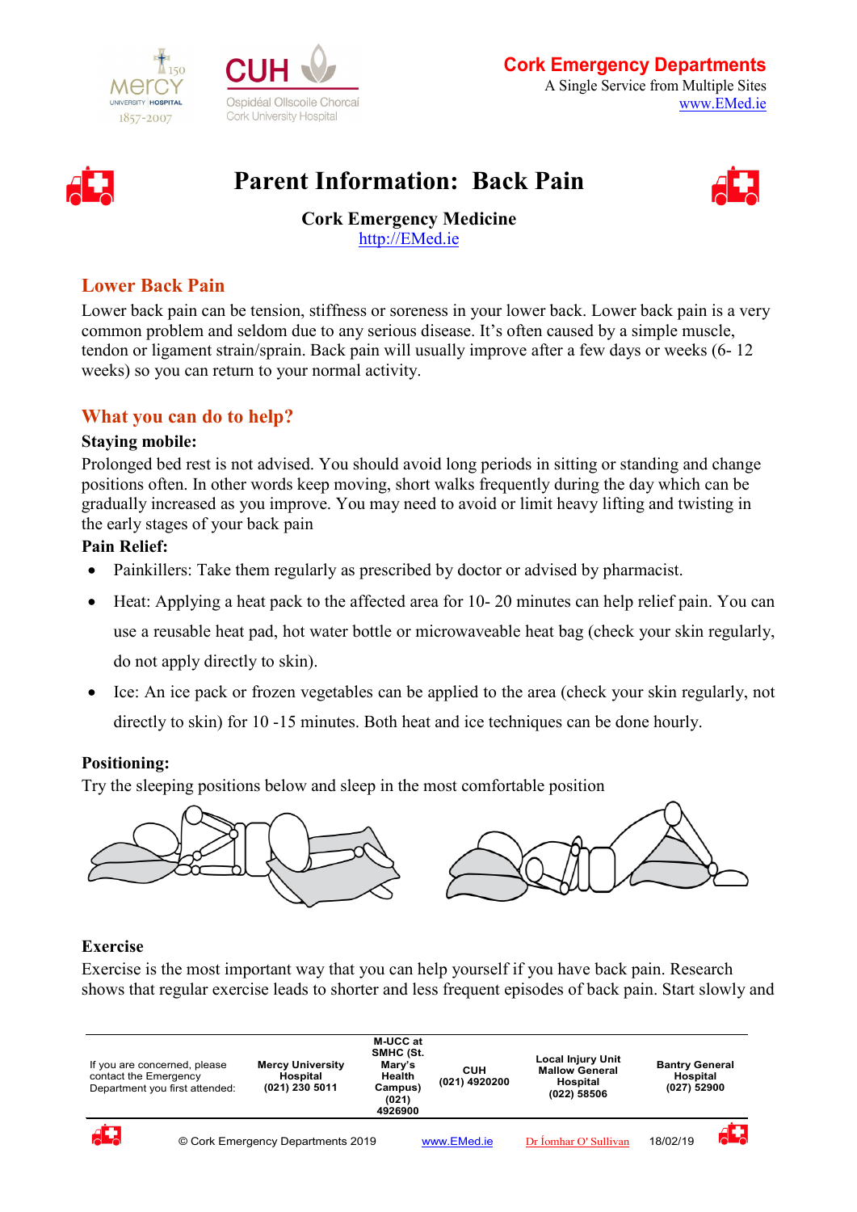**Cork Emergency Departments**
A Single Service from Multiple Sites
www.EMed.ie

# Parent Information: Back Pain

**Cork Emergency Medicine**
http://EMed.ie

## Lower Back Pain

Lower back pain can be tension, stiffness or soreness in your lower back. Lower back pain is a very common problem and seldom due to any serious disease. It's often caused by a simple muscle, tendon or ligament strain/sprain. Back pain will usually improve after a few days or weeks (6- 12 weeks) so you can return to your normal activity.

## What you can do to help?

**Staying mobile:**

Prolonged bed rest is not advised. You should avoid long periods in sitting or standing and change positions often. In other words keep moving, short walks frequently during the day which can be gradually increased as you improve. You may need to avoid or limit heavy lifting and twisting in the early stages of your back pain

**Pain Relief:**

- Painkillers: Take them regularly as prescribed by doctor or advised by pharmacist.
- Heat: Applying a heat pack to the affected area for 10- 20 minutes can help relief pain. You can use a reusable heat pad, hot water bottle or microwaveable heat bag (check your skin regularly, do not apply directly to skin).
- Ice: An ice pack or frozen vegetables can be applied to the area (check your skin regularly, not directly to skin) for 10 -15 minutes. Both heat and ice techniques can be done hourly.

**Positioning:**

Try the sleeping positions below and sleep in the most comfortable position

**Exercise**

Exercise is the most important way that you can help yourself if you have back pain. Research shows that regular exercise leads to shorter and less frequent episodes of back pain. Start slowly and

| If you are concerned, please contact the Emergency Department you first attended: | Mercy University Hospital (021) 230 5011 | M-UCC at SMHC (St. Mary's Health Campus) (021) 4926900 | CUH (021) 4920200 | Local Injury Unit Mallow General Hospital (022) 58506 | Bantry General Hospital (027) 52900 |
|---|---|---|---|---|---|

© Cork Emergency Departments 2019 www.EMed.ie Dr Íomhar O' Sullivan 18/02/19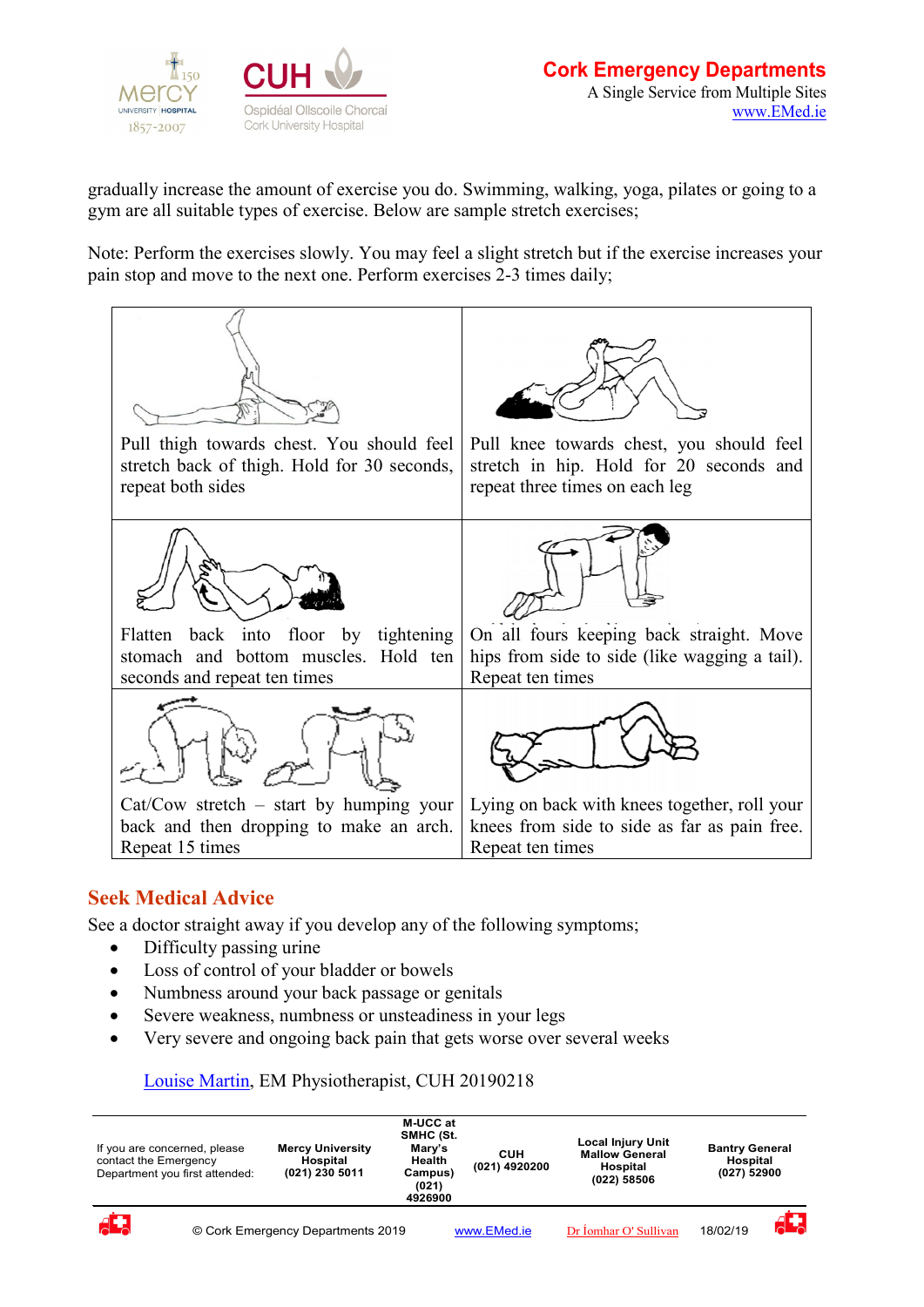gradually increase the amount of exercise you do. Swimming, walking, yoga, pilates or going to a gym are all suitable types of exercise. Below are sample stretch exercises;

Note: Perform the exercises slowly. You may feel a slight stretch but if the exercise increases your pain stop and move to the next one. Perform exercises 2-3 times daily;

| | |
|---|---|
| Pull thigh towards chest. You should feel stretch back of thigh. Hold for 30 seconds, repeat both sides | Pull knee towards chest, you should feel stretch in hip. Hold for 20 seconds and repeat three times on each leg |
| Flatten back into floor by tightening stomach and bottom muscles. Hold ten seconds and repeat ten times | On all fours keeping back straight. Move hips from side to side (like wagging a tail). Repeat ten times |
| Cat/Cow stretch – start by humping your back and then dropping to make an arch. Repeat 15 times | Lying on back with knees together, roll your knees from side to side as far as pain free. Repeat ten times |

## Seek Medical Advice

See a doctor straight away if you develop any of the following symptoms;

- Difficulty passing urine
- Loss of control of your bladder or bowels
- Numbness around your back passage or genitals
- Severe weakness, numbness or unsteadiness in your legs
- Very severe and ongoing back pain that gets worse over several weeks

Louise Martin, EM Physiotherapist, CUH 20190218

| | | | | | |
|---|---|---|---|---|---|
| If you are concerned, please contact the Emergency Department you first attended: | **Mercy University Hospital (021) 230 5011** | **M-UCC at SMHC (St. Mary's Health Campus) (021) 4926900** | **CUH (021) 4920200** | **Local Injury Unit Mallow General Hospital (022) 58506** | **Bantry General Hospital (027) 52900** |

© Cork Emergency Departments 2019 www.EMed.ie Dr Íomhar O' Sullivan 18/02/19